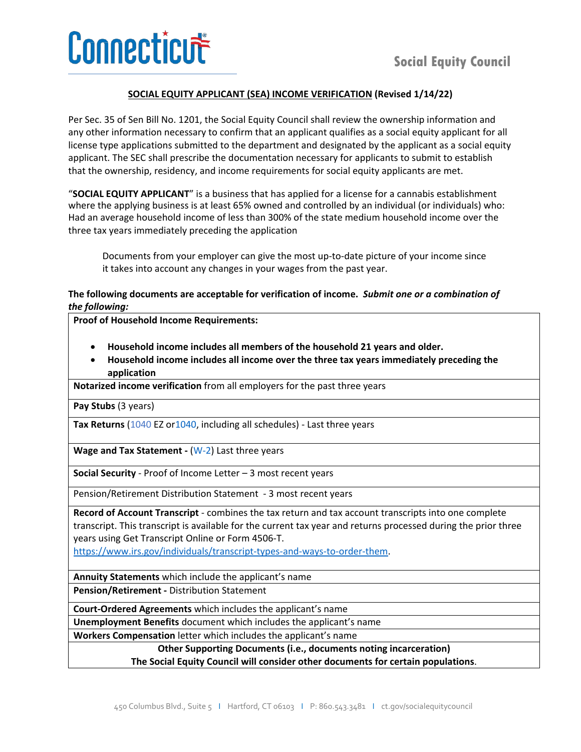Connecticut

Social Equity Council

## SOCIAL EQUITY APPLICANT (SEA) INCOME VERIFICATION (Revised 1/14/22)

Per Sec. 35 of Sen Bill No. 1201, the Social Equity Council shall review the ownership information and any other information necessary to confirm that an applicant qualifies as a social equity applicant for all license type applications submitted to the department and designated by the applicant as a social equity applicant. The SEC shall prescribe the documentation necessary for applicants to submit to establish that the ownership, residency, and income requirements for social equity applicants are met.

"**SOCIAL EQUITY APPLICANT**" is a business that has applied for a license for a cannabis establishment where the applying business is at least 65% owned and controlled by an individual (or individuals) who: Had an average household income of less than 300% of the state medium household income over the three tax years immediately preceding the application

> Documents from your employer can give the most up-to-date picture of your income since it takes into account any changes in your wages from the past year.

**The following documents are acceptable for verification of income.** ***Submit one or a combination of the following:***

| **Proof of Household Income Requirements:**<br>• **Household income includes all members of the household 21 years and older.**<br>• **Household income includes all income over the three tax years immediately preceding the application** |
|---|
| **Notarized income verification** from all employers for the past three years |
| **Pay Stubs** (3 years) |
| **Tax Returns** (1040 EZ or1040, including all schedules) - Last three years |
| **Wage and Tax Statement -** (W-2) Last three years |
| **Social Security** - Proof of Income Letter – 3 most recent years |
| Pension/Retirement Distribution Statement - 3 most recent years |
| **Record of Account Transcript** - combines the tax return and tax account transcripts into one complete transcript. This transcript is available for the current tax year and returns processed during the prior three years using Get Transcript Online or Form 4506-T. https://www.irs.gov/individuals/transcript-types-and-ways-to-order-them. |
| **Annuity Statements** which include the applicant's name |
| **Pension/Retirement -** Distribution Statement |
| **Court-Ordered Agreements** which includes the applicant's name |
| **Unemployment Benefits** document which includes the applicant's name |
| **Workers Compensation** letter which includes the applicant's name |
| **Other Supporting Documents (i.e., documents noting incarceration)**<br>**The Social Equity Council will consider other documents for certain populations**. |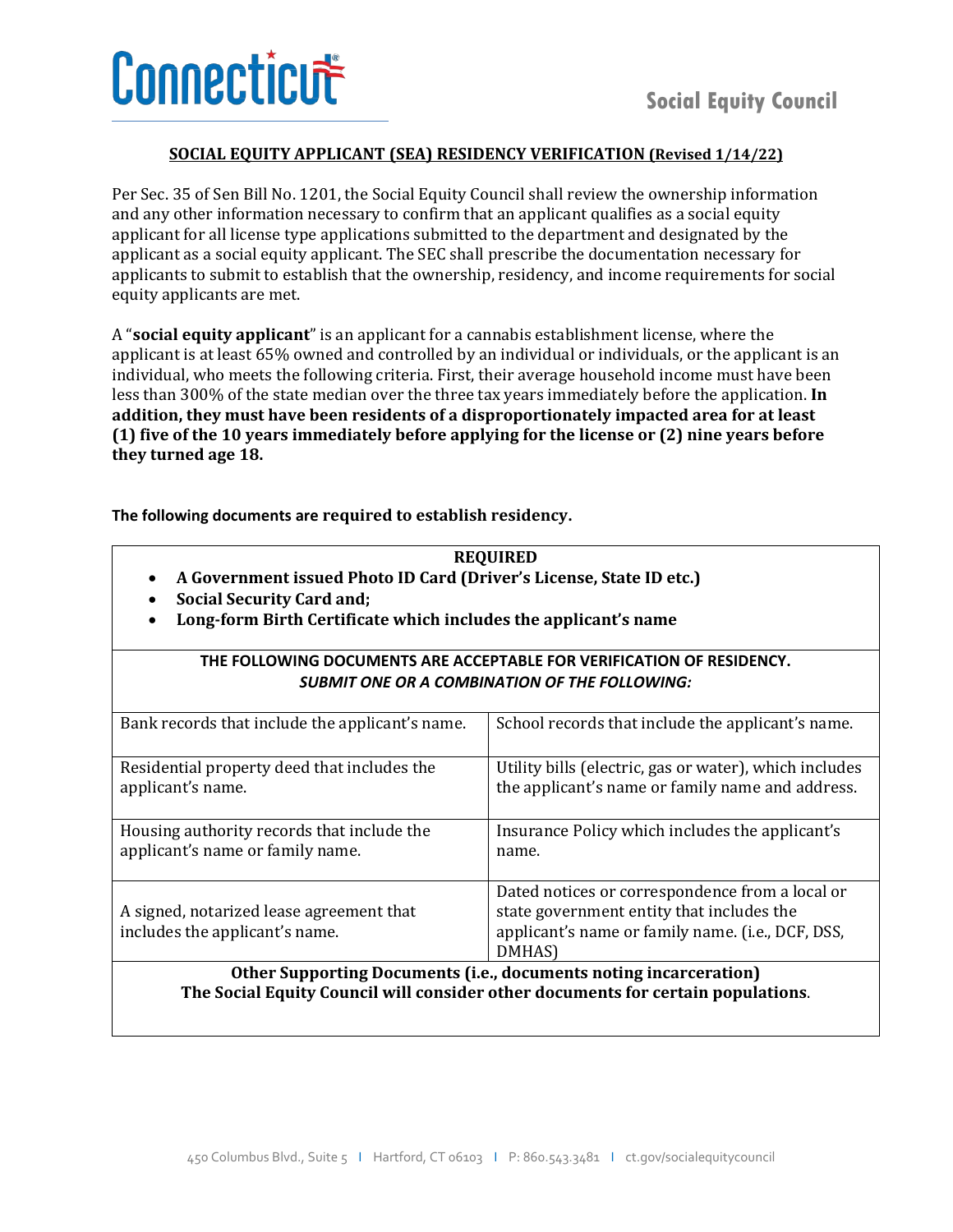Connecticut

Social Equity Council

## SOCIAL EQUITY APPLICANT (SEA) RESIDENCY VERIFICATION (Revised 1/14/22)

Per Sec. 35 of Sen Bill No. 1201, the Social Equity Council shall review the ownership information and any other information necessary to confirm that an applicant qualifies as a social equity applicant for all license type applications submitted to the department and designated by the applicant as a social equity applicant. The SEC shall prescribe the documentation necessary for applicants to submit to establish that the ownership, residency, and income requirements for social equity applicants are met.

A "**social equity applicant**" is an applicant for a cannabis establishment license, where the applicant is at least 65% owned and controlled by an individual or individuals, or the applicant is an individual, who meets the following criteria. First, their average household income must have been less than 300% of the state median over the three tax years immediately before the application. **In addition, they must have been residents of a disproportionately impacted area for at least (1) five of the 10 years immediately before applying for the license or (2) nine years before they turned age 18.**

**The following documents are required to establish residency.**

**REQUIRED**

- **A Government issued Photo ID Card (Driver's License, State ID etc.)**
- **Social Security Card and;**
- **Long-form Birth Certificate which includes the applicant's name**

**THE FOLLOWING DOCUMENTS ARE ACCEPTABLE FOR VERIFICATION OF RESIDENCY.**
***SUBMIT ONE OR A COMBINATION OF THE FOLLOWING:***

| | |
|---|---|
| Bank records that include the applicant's name. | School records that include the applicant's name. |
| Residential property deed that includes the applicant's name. | Utility bills (electric, gas or water), which includes the applicant's name or family name and address. |
| Housing authority records that include the applicant's name or family name. | Insurance Policy which includes the applicant's name. |
| A signed, notarized lease agreement that includes the applicant's name. | Dated notices or correspondence from a local or state government entity that includes the applicant's name or family name. (i.e., DCF, DSS, DMHAS) |

**Other Supporting Documents (i.e., documents noting incarceration)**
**The Social Equity Council will consider other documents for certain populations**.

450 Columbus Blvd., Suite 5 | Hartford, CT 06103 | P: 860.543.3481 | ct.gov/socialequitycouncil